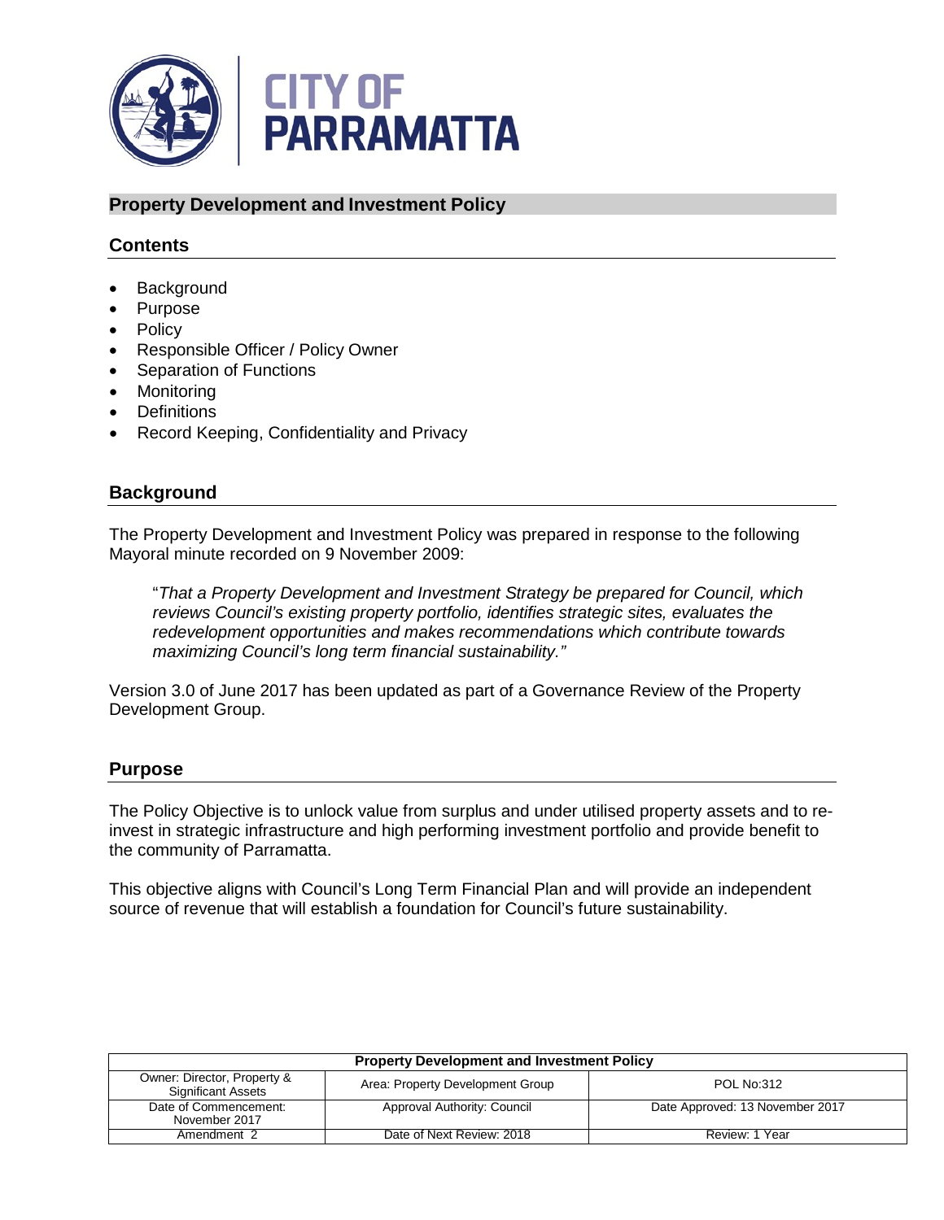## Property Development and Investment Policy

## Contents

- Background
- Purpose
- Policy
- Responsible Officer / Policy Owner
- Separation of Functions
- Monitoring
- Definitions
- Record Keeping, Confidentiality and Privacy

## Background

The Property Development and Investment Policy was prepared in response to the following Mayoral minute recorded on 9 November 2009:

> "*That a Property Development and Investment Strategy be prepared for Council, which reviews Council's existing property portfolio, identifies strategic sites, evaluates the redevelopment opportunities and makes recommendations which contribute towards maximizing Council's long term financial sustainability."*

Version 3.0 of June 2017 has been updated as part of a Governance Review of the Property Development Group.

## Purpose

The Policy Objective is to unlock value from surplus and under utilised property assets and to re-invest in strategic infrastructure and high performing investment portfolio and provide benefit to the community of Parramatta.

This objective aligns with Council's Long Term Financial Plan and will provide an independent source of revenue that will establish a foundation for Council's future sustainability.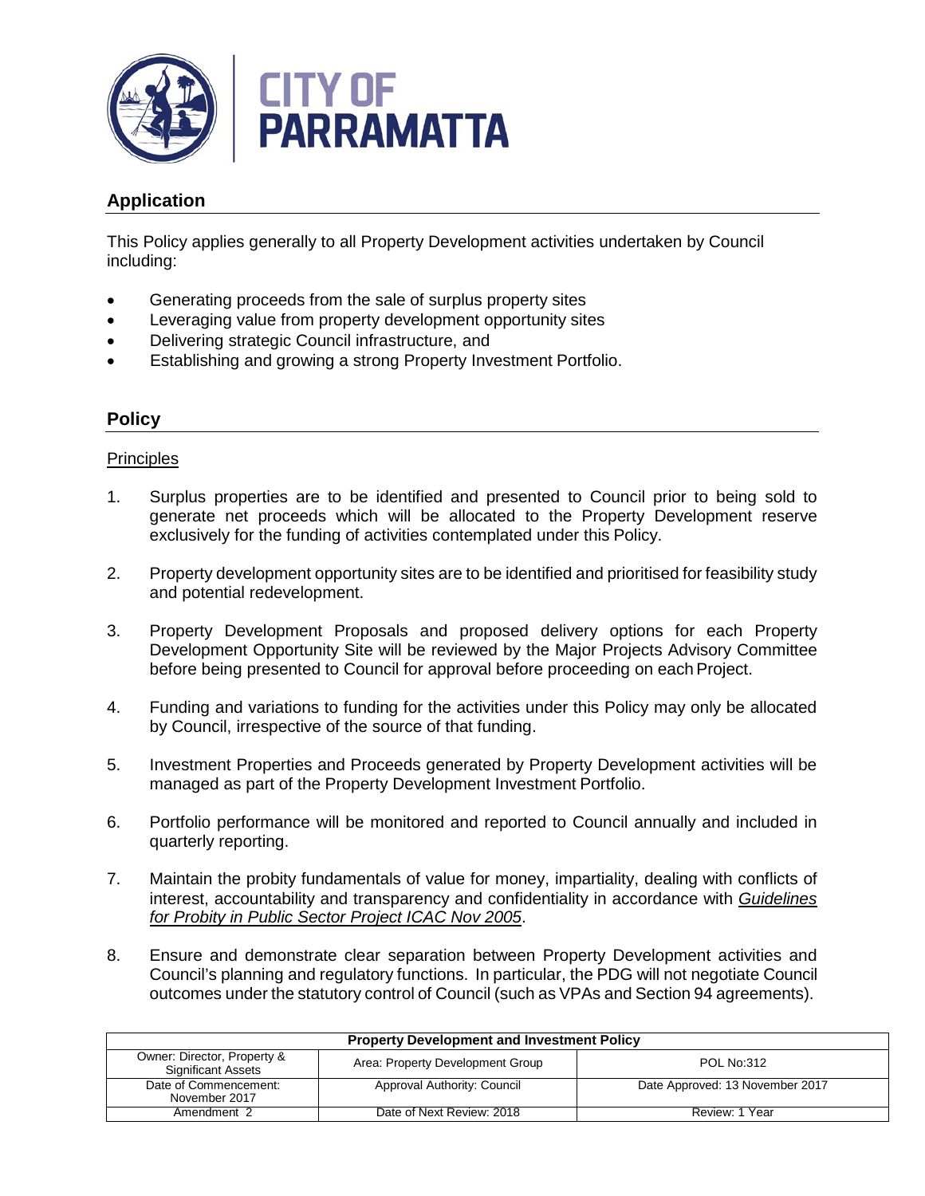## Application

This Policy applies generally to all Property Development activities undertaken by Council including:

- Generating proceeds from the sale of surplus property sites
- Leveraging value from property development opportunity sites
- Delivering strategic Council infrastructure, and
- Establishing and growing a strong Property Investment Portfolio.

## Policy

### Principles

1. Surplus properties are to be identified and presented to Council prior to being sold to generate net proceeds which will be allocated to the Property Development reserve exclusively for the funding of activities contemplated under this Policy.

2. Property development opportunity sites are to be identified and prioritised for feasibility study and potential redevelopment.

3. Property Development Proposals and proposed delivery options for each Property Development Opportunity Site will be reviewed by the Major Projects Advisory Committee before being presented to Council for approval before proceeding on each Project.

4. Funding and variations to funding for the activities under this Policy may only be allocated by Council, irrespective of the source of that funding.

5. Investment Properties and Proceeds generated by Property Development activities will be managed as part of the Property Development Investment Portfolio.

6. Portfolio performance will be monitored and reported to Council annually and included in quarterly reporting.

7. Maintain the probity fundamentals of value for money, impartiality, dealing with conflicts of interest, accountability and transparency and confidentiality in accordance with *Guidelines for Probity in Public Sector Project ICAC Nov 2005*.

8. Ensure and demonstrate clear separation between Property Development activities and Council's planning and regulatory functions. In particular, the PDG will not negotiate Council outcomes under the statutory control of Council (such as VPAs and Section 94 agreements).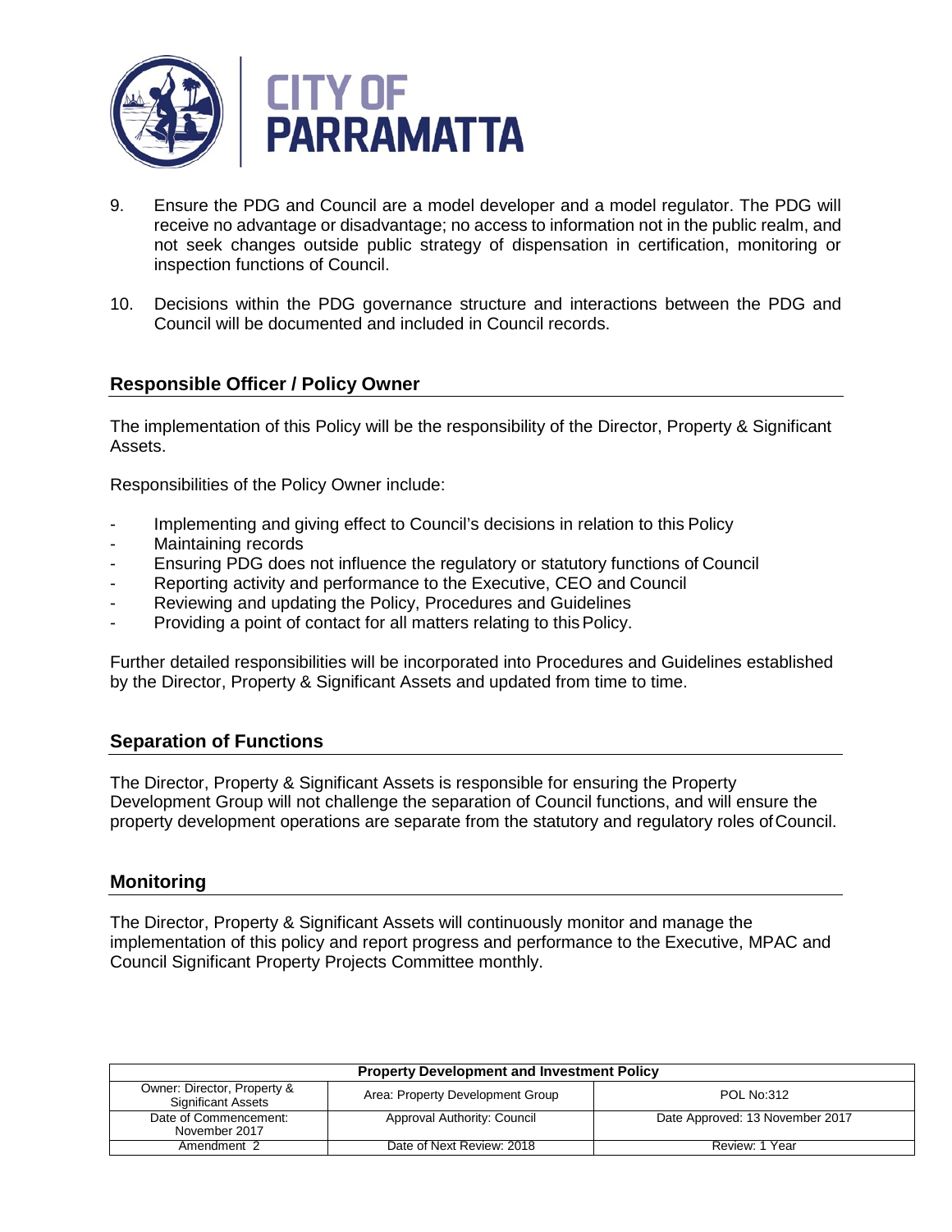9. Ensure the PDG and Council are a model developer and a model regulator. The PDG will receive no advantage or disadvantage; no access to information not in the public realm, and not seek changes outside public strategy of dispensation in certification, monitoring or inspection functions of Council.

10. Decisions within the PDG governance structure and interactions between the PDG and Council will be documented and included in Council records.

## Responsible Officer / Policy Owner

The implementation of this Policy will be the responsibility of the Director, Property & Significant Assets.

Responsibilities of the Policy Owner include:

- Implementing and giving effect to Council's decisions in relation to this Policy
- Maintaining records
- Ensuring PDG does not influence the regulatory or statutory functions of Council
- Reporting activity and performance to the Executive, CEO and Council
- Reviewing and updating the Policy, Procedures and Guidelines
- Providing a point of contact for all matters relating to this Policy.

Further detailed responsibilities will be incorporated into Procedures and Guidelines established by the Director, Property & Significant Assets and updated from time to time.

## Separation of Functions

The Director, Property & Significant Assets is responsible for ensuring the Property Development Group will not challenge the separation of Council functions, and will ensure the property development operations are separate from the statutory and regulatory roles of Council.

## Monitoring

The Director, Property & Significant Assets will continuously monitor and manage the implementation of this policy and report progress and performance to the Executive, MPAC and Council Significant Property Projects Committee monthly.

| Property Development and Investment Policy | | |
|---|---|---|
| Owner: Director, Property & Significant Assets | Area: Property Development Group | POL No:312 |
| Date of Commencement: November 2017 | Approval Authority: Council | Date Approved: 13 November 2017 |
| Amendment 2 | Date of Next Review: 2018 | Review: 1 Year |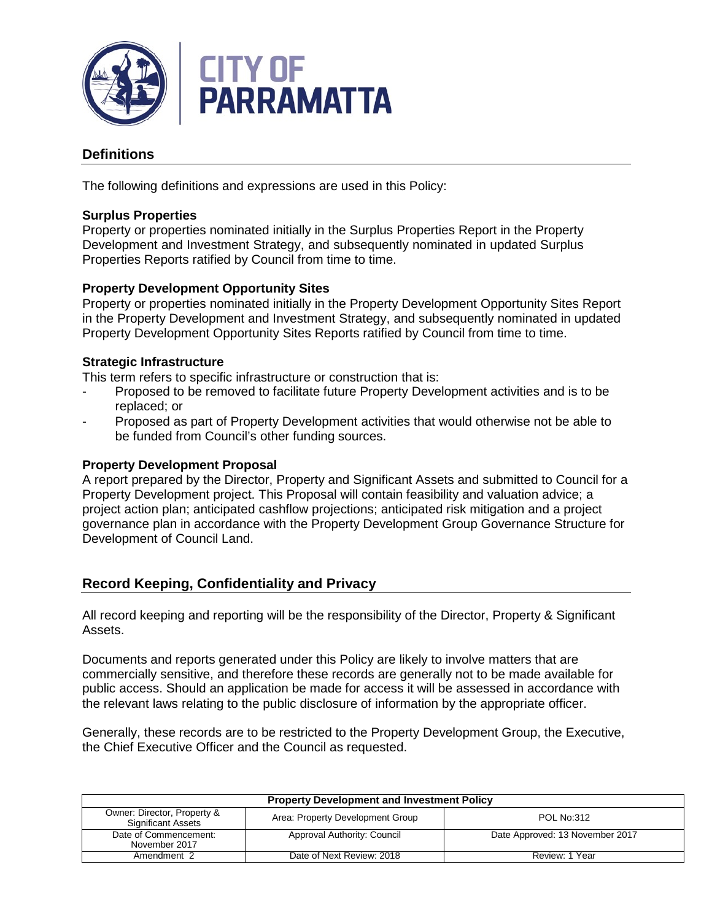## Definitions

The following definitions and expressions are used in this Policy:

**Surplus Properties**
Property or properties nominated initially in the Surplus Properties Report in the Property Development and Investment Strategy, and subsequently nominated in updated Surplus Properties Reports ratified by Council from time to time.

**Property Development Opportunity Sites**
Property or properties nominated initially in the Property Development Opportunity Sites Report in the Property Development and Investment Strategy, and subsequently nominated in updated Property Development Opportunity Sites Reports ratified by Council from time to time.

**Strategic Infrastructure**
This term refers to specific infrastructure or construction that is:

- Proposed to be removed to facilitate future Property Development activities and is to be replaced; or
- Proposed as part of Property Development activities that would otherwise not be able to be funded from Council's other funding sources.

**Property Development Proposal**
A report prepared by the Director, Property and Significant Assets and submitted to Council for a Property Development project. This Proposal will contain feasibility and valuation advice; a project action plan; anticipated cashflow projections; anticipated risk mitigation and a project governance plan in accordance with the Property Development Group Governance Structure for Development of Council Land.

## Record Keeping, Confidentiality and Privacy

All record keeping and reporting will be the responsibility of the Director, Property & Significant Assets.

Documents and reports generated under this Policy are likely to involve matters that are commercially sensitive, and therefore these records are generally not to be made available for public access. Should an application be made for access it will be assessed in accordance with the relevant laws relating to the public disclosure of information by the appropriate officer.

Generally, these records are to be restricted to the Property Development Group, the Executive, the Chief Executive Officer and the Council as requested.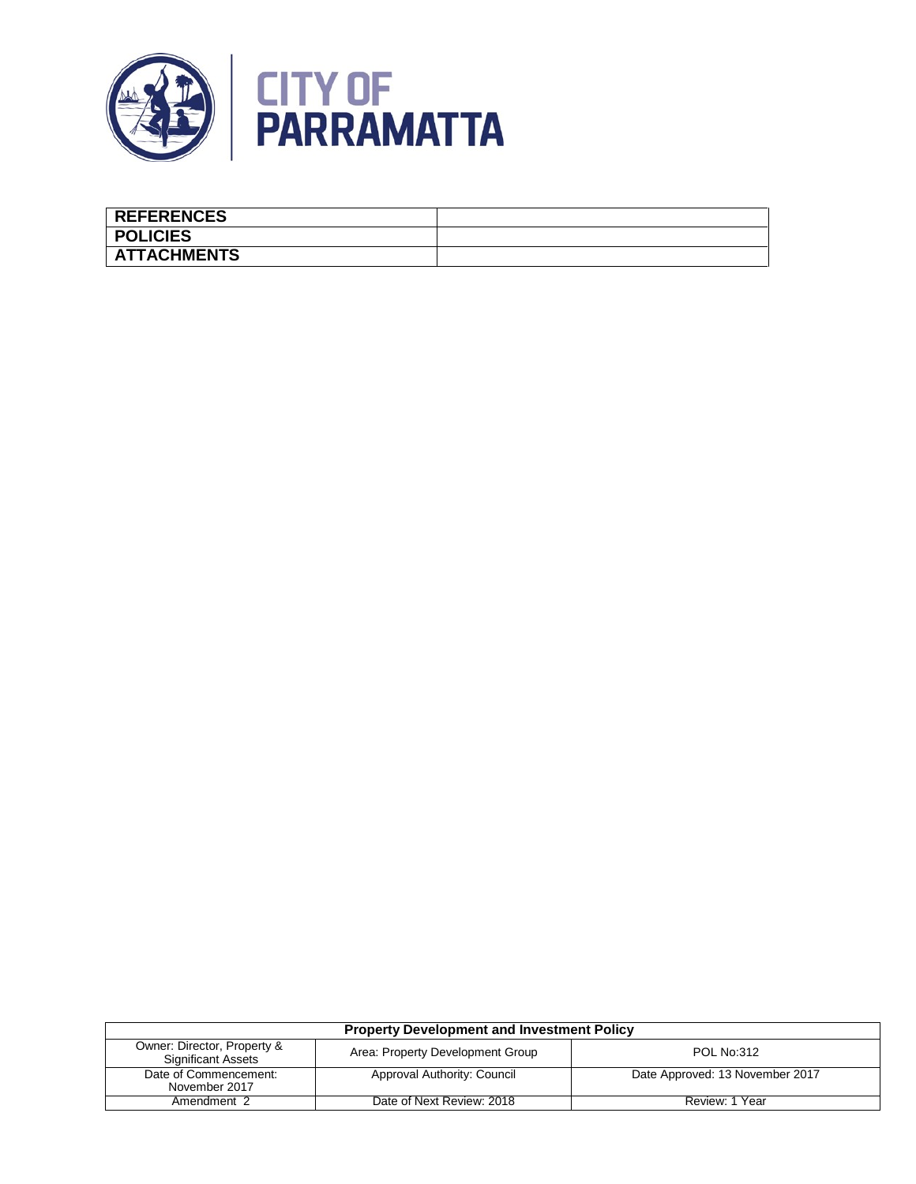| | |
|---|---|
| **REFERENCES** | |
| **POLICIES** | |
| **ATTACHMENTS** | |

| Property Development and Investment Policy | | |
|---|---|---|
| Owner: Director, Property & Significant Assets | Area: Property Development Group | POL No:312 |
| Date of Commencement: November 2017 | Approval Authority: Council | Date Approved: 13 November 2017 |
| Amendment 2 | Date of Next Review: 2018 | Review: 1 Year |